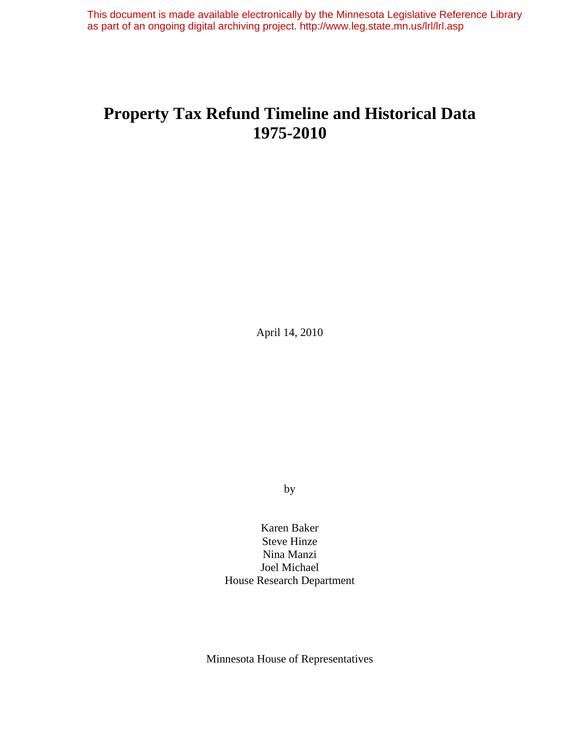This document is made available electronically by the Minnesota Legislative Reference Library as part of an ongoing digital archiving project. http://www.leg.state.mn.us/lrl/lrl.asp

# Property Tax Refund Timeline and Historical Data 1975-2010

April 14, 2010

by

Karen Baker
Steve Hinze
Nina Manzi
Joel Michael
House Research Department

Minnesota House of Representatives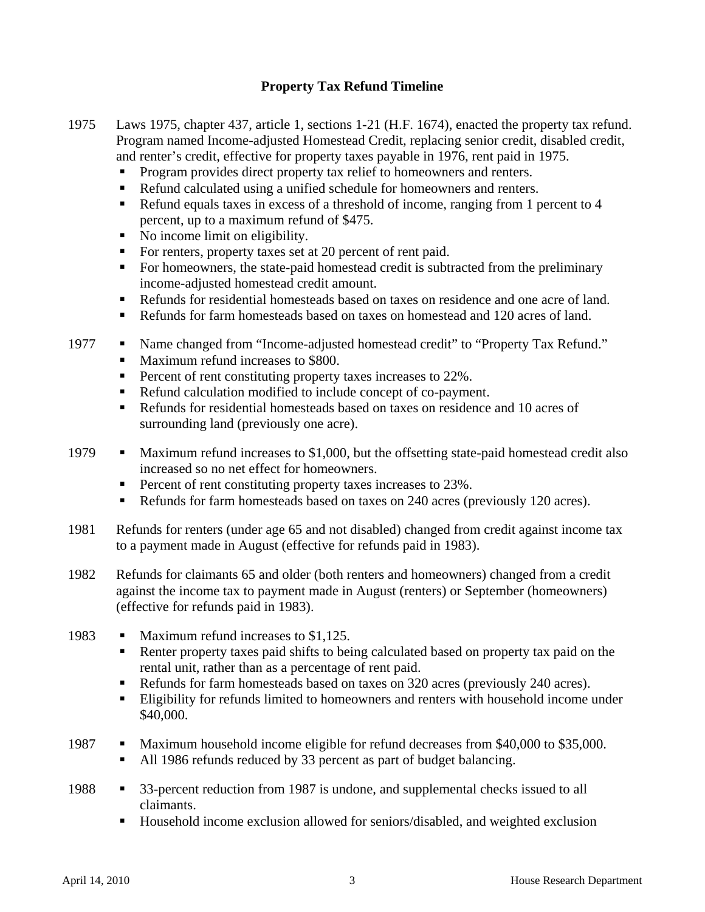## Property Tax Refund Timeline

1975 Laws 1975, chapter 437, article 1, sections 1-21 (H.F. 1674), enacted the property tax refund. Program named Income-adjusted Homestead Credit, replacing senior credit, disabled credit, and renter's credit, effective for property taxes payable in 1976, rent paid in 1975.

- Program provides direct property tax relief to homeowners and renters.
- Refund calculated using a unified schedule for homeowners and renters.
- Refund equals taxes in excess of a threshold of income, ranging from 1 percent to 4 percent, up to a maximum refund of $475.
- No income limit on eligibility.
- For renters, property taxes set at 20 percent of rent paid.
- For homeowners, the state-paid homestead credit is subtracted from the preliminary income-adjusted homestead credit amount.
- Refunds for residential homesteads based on taxes on residence and one acre of land.
- Refunds for farm homesteads based on taxes on homestead and 120 acres of land.

1977

- Name changed from "Income-adjusted homestead credit" to "Property Tax Refund."
- Maximum refund increases to $800.
- Percent of rent constituting property taxes increases to 22%.
- Refund calculation modified to include concept of co-payment.
- Refunds for residential homesteads based on taxes on residence and 10 acres of surrounding land (previously one acre).

1979

- Maximum refund increases to $1,000, but the offsetting state-paid homestead credit also increased so no net effect for homeowners.
- Percent of rent constituting property taxes increases to 23%.
- Refunds for farm homesteads based on taxes on 240 acres (previously 120 acres).

1981 Refunds for renters (under age 65 and not disabled) changed from credit against income tax to a payment made in August (effective for refunds paid in 1983).

1982 Refunds for claimants 65 and older (both renters and homeowners) changed from a credit against the income tax to payment made in August (renters) or September (homeowners) (effective for refunds paid in 1983).

1983

- Maximum refund increases to $1,125.
- Renter property taxes paid shifts to being calculated based on property tax paid on the rental unit, rather than as a percentage of rent paid.
- Refunds for farm homesteads based on taxes on 320 acres (previously 240 acres).
- Eligibility for refunds limited to homeowners and renters with household income under $40,000.

1987

- Maximum household income eligible for refund decreases from $40,000 to $35,000.
- All 1986 refunds reduced by 33 percent as part of budget balancing.

1988

- 33-percent reduction from 1987 is undone, and supplemental checks issued to all claimants.
- Household income exclusion allowed for seniors/disabled, and weighted exclusion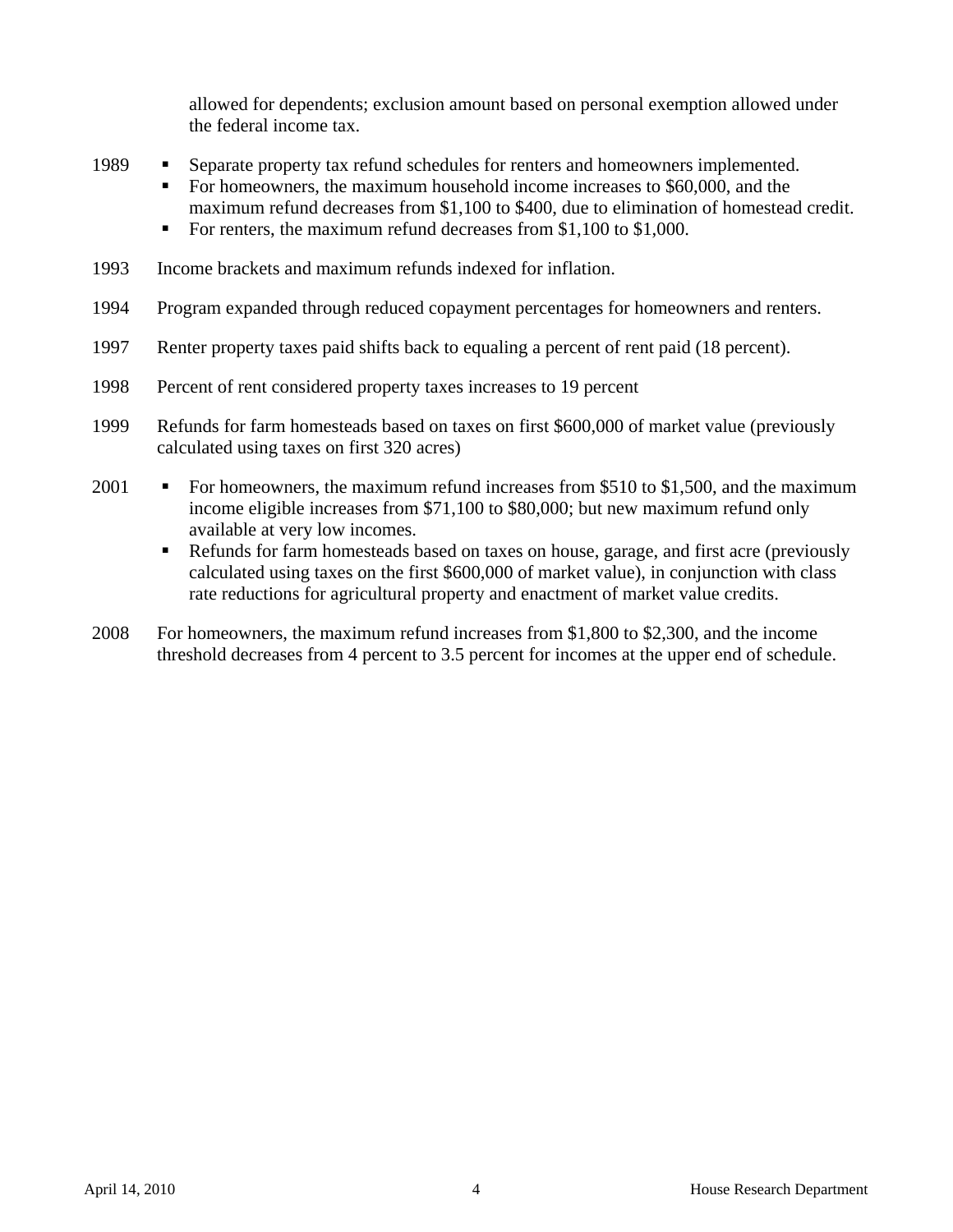allowed for dependents; exclusion amount based on personal exemption allowed under the federal income tax.

1989
- Separate property tax refund schedules for renters and homeowners implemented.
- For homeowners, the maximum household income increases to $60,000, and the maximum refund decreases from $1,100 to $400, due to elimination of homestead credit.
- For renters, the maximum refund decreases from $1,100 to $1,000.

1993 Income brackets and maximum refunds indexed for inflation.

1994 Program expanded through reduced copayment percentages for homeowners and renters.

1997 Renter property taxes paid shifts back to equaling a percent of rent paid (18 percent).

1998 Percent of rent considered property taxes increases to 19 percent

1999 Refunds for farm homesteads based on taxes on first $600,000 of market value (previously calculated using taxes on first 320 acres)

2001
- For homeowners, the maximum refund increases from $510 to $1,500, and the maximum income eligible increases from $71,100 to $80,000; but new maximum refund only available at very low incomes.
- Refunds for farm homesteads based on taxes on house, garage, and first acre (previously calculated using taxes on the first $600,000 of market value), in conjunction with class rate reductions for agricultural property and enactment of market value credits.

2008 For homeowners, the maximum refund increases from $1,800 to $2,300, and the income threshold decreases from 4 percent to 3.5 percent for incomes at the upper end of schedule.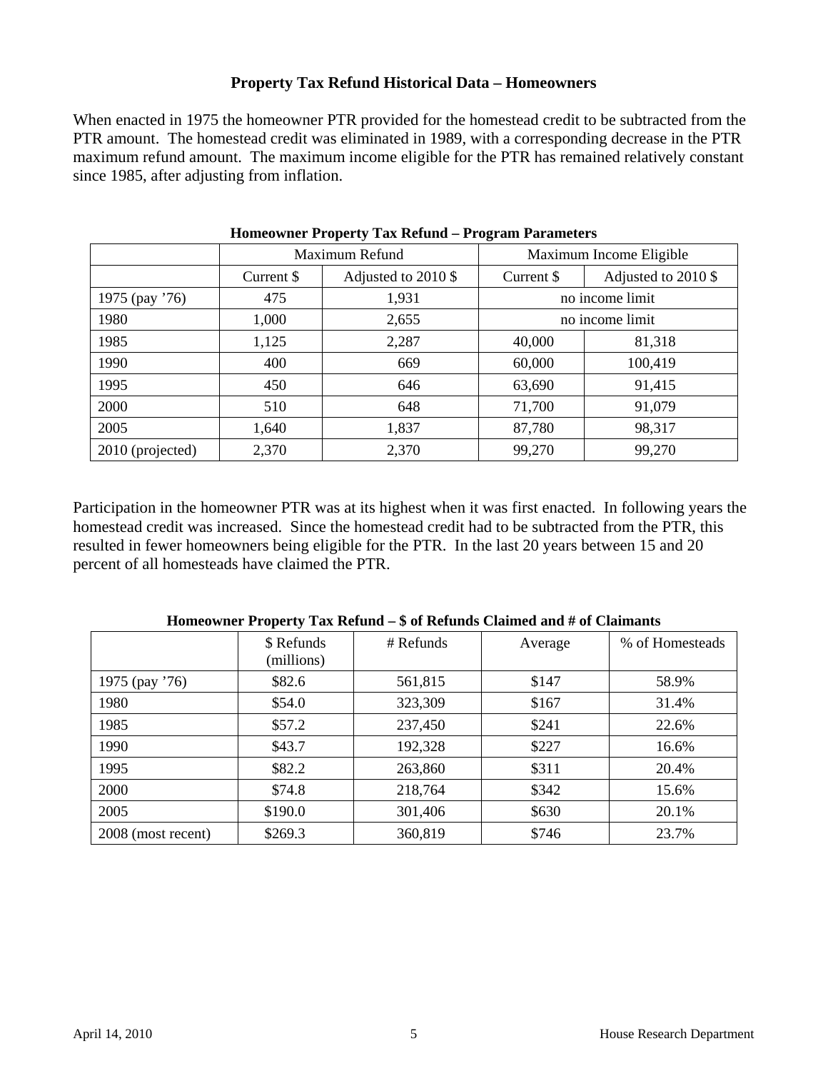## Property Tax Refund Historical Data – Homeowners

When enacted in 1975 the homeowner PTR provided for the homestead credit to be subtracted from the PTR amount. The homestead credit was eliminated in 1989, with a corresponding decrease in the PTR maximum refund amount. The maximum income eligible for the PTR has remained relatively constant since 1985, after adjusting from inflation.

**Homeowner Property Tax Refund – Program Parameters**

| | Maximum Refund | | Maximum Income Eligible | |
|---|---|---|---|---|
| | Current $ | Adjusted to 2010 $ | Current $ | Adjusted to 2010 $ |
| 1975 (pay '76) | 475 | 1,931 | no income limit | |
| 1980 | 1,000 | 2,655 | no income limit | |
| 1985 | 1,125 | 2,287 | 40,000 | 81,318 |
| 1990 | 400 | 669 | 60,000 | 100,419 |
| 1995 | 450 | 646 | 63,690 | 91,415 |
| 2000 | 510 | 648 | 71,700 | 91,079 |
| 2005 | 1,640 | 1,837 | 87,780 | 98,317 |
| 2010 (projected) | 2,370 | 2,370 | 99,270 | 99,270 |

Participation in the homeowner PTR was at its highest when it was first enacted. In following years the homestead credit was increased. Since the homestead credit had to be subtracted from the PTR, this resulted in fewer homeowners being eligible for the PTR. In the last 20 years between 15 and 20 percent of all homesteads have claimed the PTR.

**Homeowner Property Tax Refund – $ of Refunds Claimed and # of Claimants**

| | $ Refunds (millions) | # Refunds | Average | % of Homesteads |
|---|---|---|---|---|
| 1975 (pay '76) | $82.6 | 561,815 | $147 | 58.9% |
| 1980 | $54.0 | 323,309 | $167 | 31.4% |
| 1985 | $57.2 | 237,450 | $241 | 22.6% |
| 1990 | $43.7 | 192,328 | $227 | 16.6% |
| 1995 | $82.2 | 263,860 | $311 | 20.4% |
| 2000 | $74.8 | 218,764 | $342 | 15.6% |
| 2005 | $190.0 | 301,406 | $630 | 20.1% |
| 2008 (most recent) | $269.3 | 360,819 | $746 | 23.7% |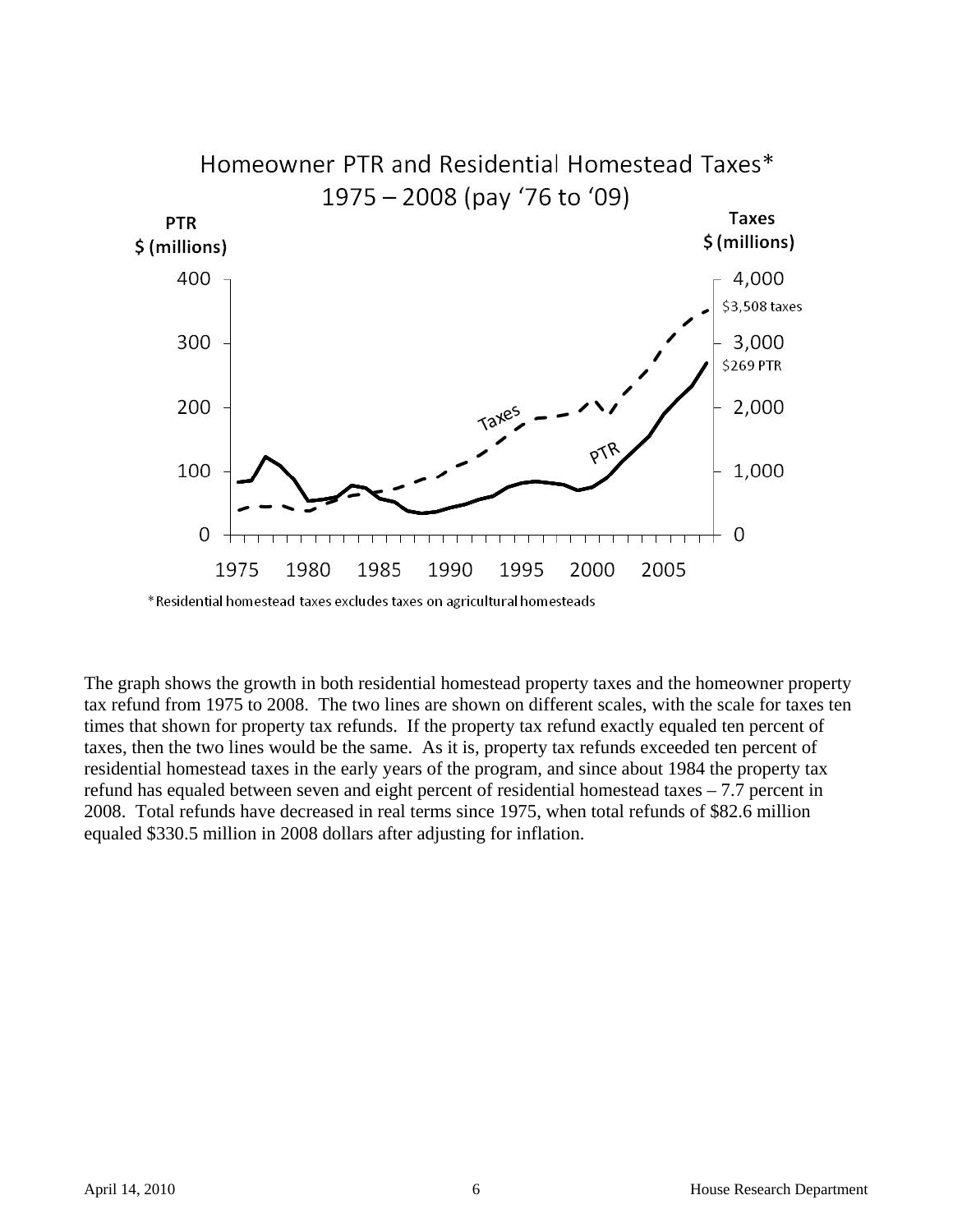Homeowner PTR and Residential Homestead Taxes*
1975 – 2008 (pay '76 to '09)

*Residential homestead taxes excludes taxes on agricultural homesteads

The graph shows the growth in both residential homestead property taxes and the homeowner property tax refund from 1975 to 2008. The two lines are shown on different scales, with the scale for taxes ten times that shown for property tax refunds. If the property tax refund exactly equaled ten percent of taxes, then the two lines would be the same. As it is, property tax refunds exceeded ten percent of residential homestead taxes in the early years of the program, and since about 1984 the property tax refund has equaled between seven and eight percent of residential homestead taxes – 7.7 percent in 2008. Total refunds have decreased in real terms since 1975, when total refunds of $82.6 million equaled $330.5 million in 2008 dollars after adjusting for inflation.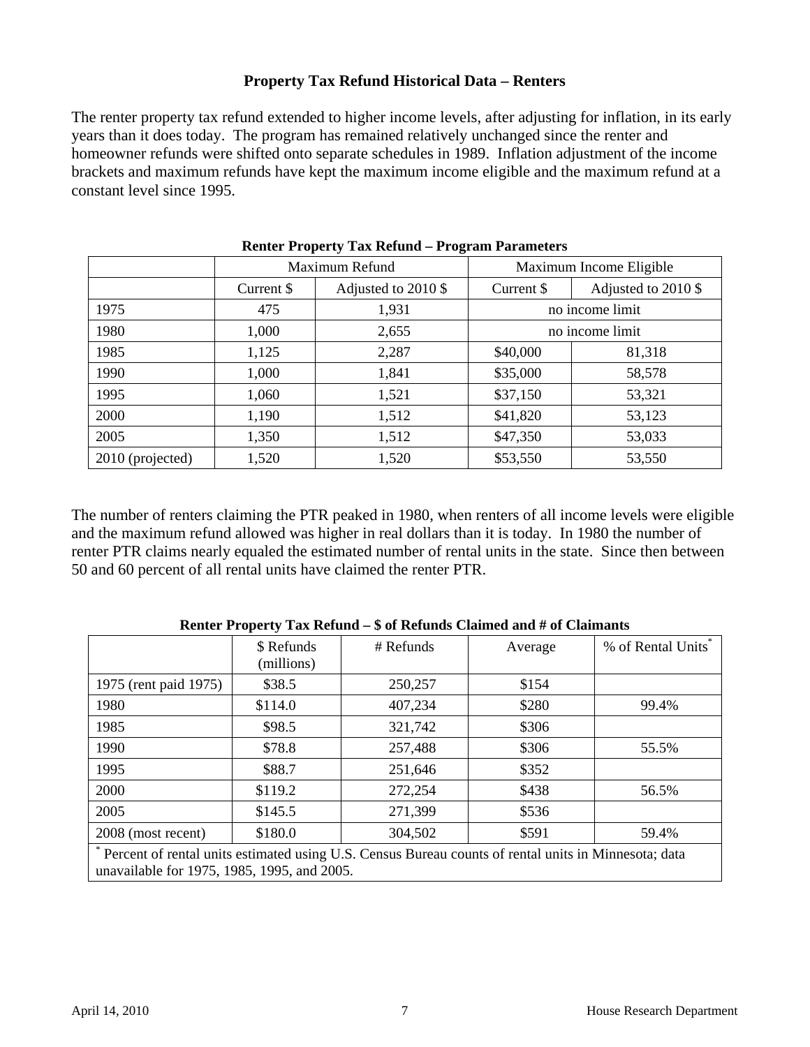## Property Tax Refund Historical Data – Renters

The renter property tax refund extended to higher income levels, after adjusting for inflation, in its early years than it does today. The program has remained relatively unchanged since the renter and homeowner refunds were shifted onto separate schedules in 1989. Inflation adjustment of the income brackets and maximum refunds have kept the maximum income eligible and the maximum refund at a constant level since 1995.

**Renter Property Tax Refund – Program Parameters**

| | Maximum Refund | | Maximum Income Eligible | |
|---|---|---|---|---|
| | Current $ | Adjusted to 2010 $ | Current $ | Adjusted to 2010 $ |
| 1975 | 475 | 1,931 | no income limit | |
| 1980 | 1,000 | 2,655 | no income limit | |
| 1985 | 1,125 | 2,287 | $40,000 | 81,318 |
| 1990 | 1,000 | 1,841 | $35,000 | 58,578 |
| 1995 | 1,060 | 1,521 | $37,150 | 53,321 |
| 2000 | 1,190 | 1,512 | $41,820 | 53,123 |
| 2005 | 1,350 | 1,512 | $47,350 | 53,033 |
| 2010 (projected) | 1,520 | 1,520 | $53,550 | 53,550 |

The number of renters claiming the PTR peaked in 1980, when renters of all income levels were eligible and the maximum refund allowed was higher in real dollars than it is today. In 1980 the number of renter PTR claims nearly equaled the estimated number of rental units in the state. Since then between 50 and 60 percent of all rental units have claimed the renter PTR.

**Renter Property Tax Refund – $ of Refunds Claimed and # of Claimants**

| | $ Refunds (millions) | # Refunds | Average | % of Rental Units* |
|---|---|---|---|---|
| 1975 (rent paid 1975) | $38.5 | 250,257 | $154 | |
| 1980 | $114.0 | 407,234 | $280 | 99.4% |
| 1985 | $98.5 | 321,742 | $306 | |
| 1990 | $78.8 | 257,488 | $306 | 55.5% |
| 1995 | $88.7 | 251,646 | $352 | |
| 2000 | $119.2 | 272,254 | $438 | 56.5% |
| 2005 | $145.5 | 271,399 | $536 | |
| 2008 (most recent) | $180.0 | 304,502 | $591 | 59.4% |

\* Percent of rental units estimated using U.S. Census Bureau counts of rental units in Minnesota; data unavailable for 1975, 1985, 1995, and 2005.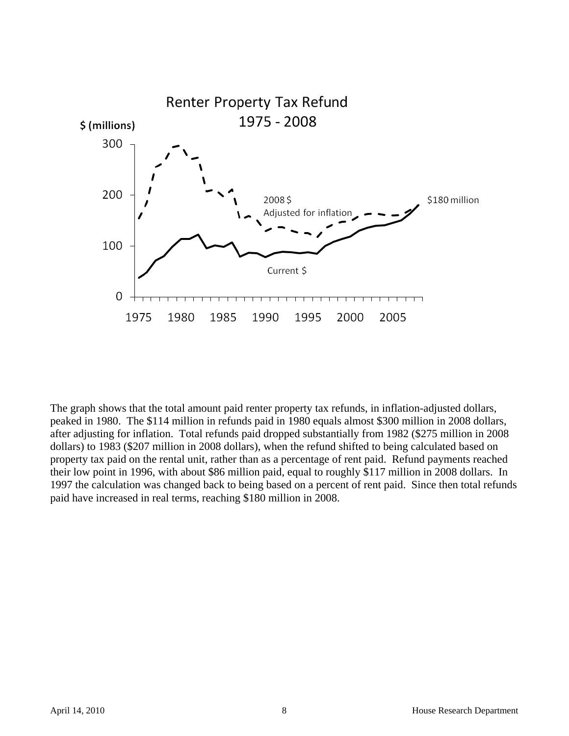Renter Property Tax Refund
1975 - 2008

$ (millions)

300
200
100
0

1975 1980 1985 1990 1995 2000 2005

2008 $
Adjusted for inflation

Current $

$180 million

The graph shows that the total amount paid renter property tax refunds, in inflation-adjusted dollars, peaked in 1980. The $114 million in refunds paid in 1980 equals almost $300 million in 2008 dollars, after adjusting for inflation. Total refunds paid dropped substantially from 1982 ($275 million in 2008 dollars) to 1983 ($207 million in 2008 dollars), when the refund shifted to being calculated based on property tax paid on the rental unit, rather than as a percentage of rent paid. Refund payments reached their low point in 1996, with about $86 million paid, equal to roughly $117 million in 2008 dollars. In 1997 the calculation was changed back to being based on a percent of rent paid. Since then total refunds paid have increased in real terms, reaching $180 million in 2008.